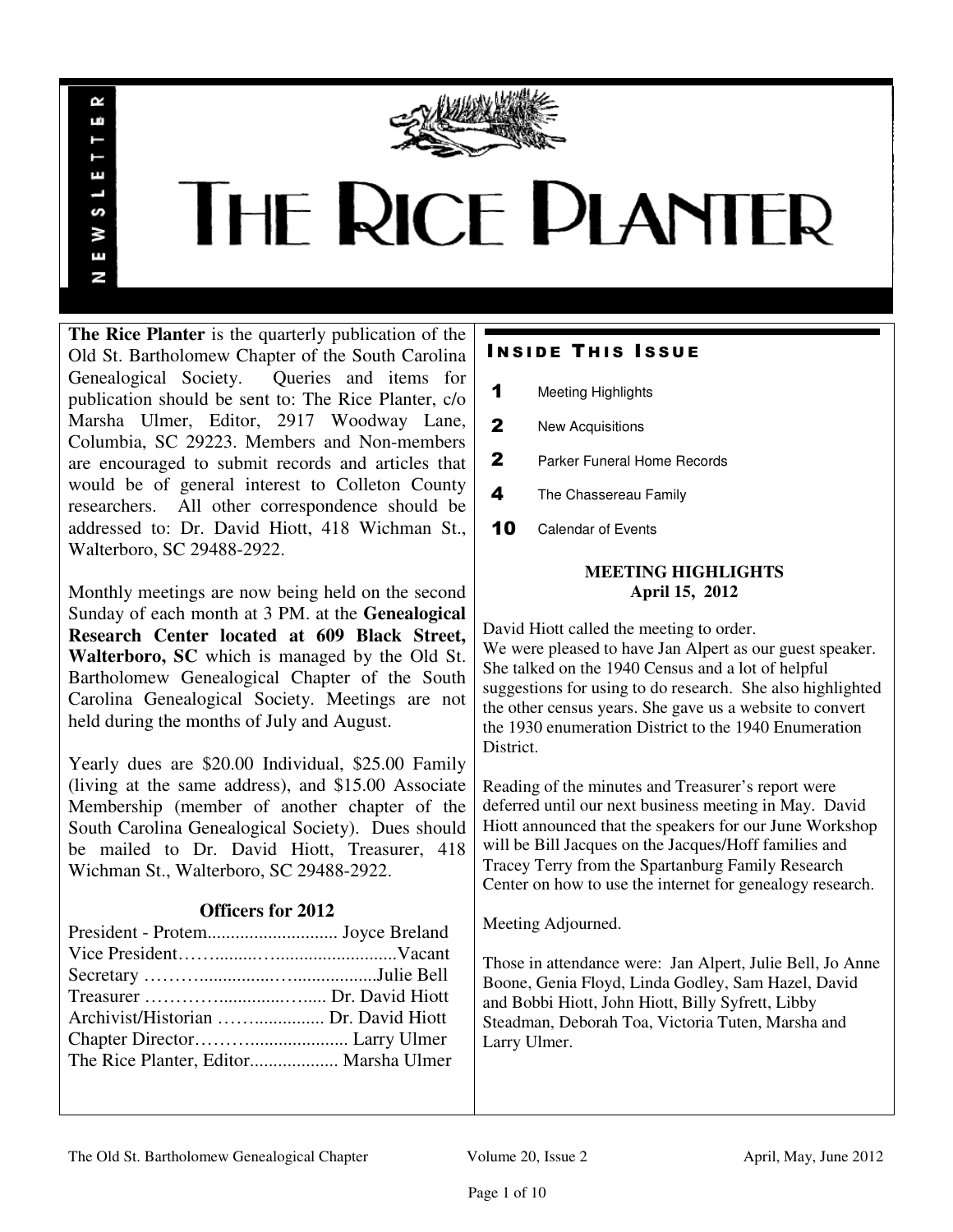# THE RICE PLANTER

NEWSLETTER

**The Rice Planter** is the quarterly publication of the Old St. Bartholomew Chapter of the South Carolina Genealogical Society. Queries and items for publication should be sent to: The Rice Planter, c/o Marsha Ulmer, Editor, 2917 Woodway Lane, Columbia, SC 29223. Members and Non-members are encouraged to submit records and articles that would be of general interest to Colleton County researchers. All other correspondence should be addressed to: Dr. David Hiott, 418 Wichman St., Walterboro, SC 29488-2922.

Monthly meetings are now being held on the second Sunday of each month at 3 PM. at the **Genealogical Research Center located at 609 Black Street, Walterboro, SC** which is managed by the Old St. Bartholomew Genealogical Chapter of the South Carolina Genealogical Society. Meetings are not held during the months of July and August.

Yearly dues are $20.00 Individual, $25.00 Family (living at the same address), and $15.00 Associate Membership (member of another chapter of the South Carolina Genealogical Society). Dues should be mailed to Dr. David Hiott, Treasurer, 418 Wichman St., Walterboro, SC 29488-2922.

## Officers for 2012

President - Protem............................ Joyce Breland
Vice President……........…..........................Vacant
Secretary ………..................…..................Julie Bell
Treasurer …………..............….... Dr. David Hiott
Archivist/Historian …….............. Dr. David Hiott
Chapter Director………...................... Larry Ulmer
The Rice Planter, Editor................... Marsha Ulmer

## Inside This Issue

| | |
|---|---|
| 1 | Meeting Highlights |
| 2 | New Acquisitions |
| 2 | Parker Funeral Home Records |
| 4 | The Chassereau Family |
| 10 | Calendar of Events |

## MEETING HIGHLIGHTS
### April 15, 2012

David Hiott called the meeting to order.
We were pleased to have Jan Alpert as our guest speaker. She talked on the 1940 Census and a lot of helpful suggestions for using to do research. She also highlighted the other census years. She gave us a website to convert the 1930 enumeration District to the 1940 Enumeration District.

Reading of the minutes and Treasurer's report were deferred until our next business meeting in May. David Hiott announced that the speakers for our June Workshop will be Bill Jacques on the Jacques/Hoff families and Tracey Terry from the Spartanburg Family Research Center on how to use the internet for genealogy research.

Meeting Adjourned.

Those in attendance were: Jan Alpert, Julie Bell, Jo Anne Boone, Genia Floyd, Linda Godley, Sam Hazel, David and Bobbi Hiott, John Hiott, Billy Syfrett, Libby Steadman, Deborah Toa, Victoria Tuten, Marsha and Larry Ulmer.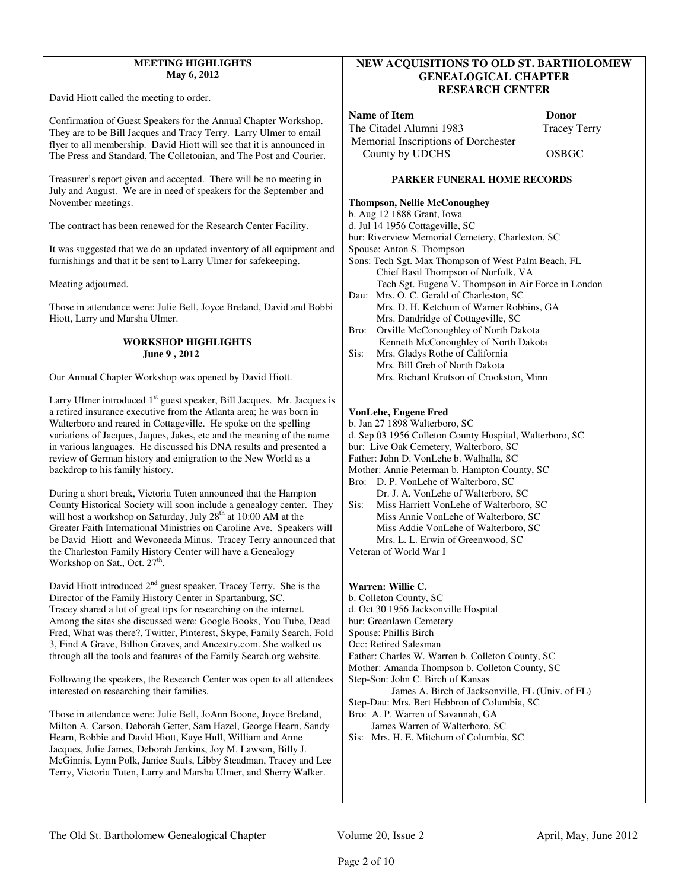## MEETING HIGHLIGHTS
**May 6, 2012**

David Hiott called the meeting to order.

Confirmation of Guest Speakers for the Annual Chapter Workshop. They are to be Bill Jacques and Tracy Terry. Larry Ulmer to email flyer to all membership. David Hiott will see that it is announced in The Press and Standard, The Colletonian, and The Post and Courier.

Treasurer's report given and accepted. There will be no meeting in July and August. We are in need of speakers for the September and November meetings.

The contract has been renewed for the Research Center Facility.

It was suggested that we do an updated inventory of all equipment and furnishings and that it be sent to Larry Ulmer for safekeeping.

Meeting adjourned.

Those in attendance were: Julie Bell, Joyce Breland, David and Bobbi Hiott, Larry and Marsha Ulmer.

## WORKSHOP HIGHLIGHTS
**June 9 , 2012**

Our Annual Chapter Workshop was opened by David Hiott.

Larry Ulmer introduced 1st guest speaker, Bill Jacques. Mr. Jacques is a retired insurance executive from the Atlanta area; he was born in Walterboro and reared in Cottageville. He spoke on the spelling variations of Jacques, Jaques, Jakes, etc and the meaning of the name in various languages. He discussed his DNA results and presented a review of German history and emigration to the New World as a backdrop to his family history.

During a short break, Victoria Tuten announced that the Hampton County Historical Society will soon include a genealogy center. They will host a workshop on Saturday, July 28th at 10:00 AM at the Greater Faith International Ministries on Caroline Ave. Speakers will be David Hiott and Wevoneeda Minus. Tracey Terry announced that the Charleston Family History Center will have a Genealogy Workshop on Sat., Oct. 27th.

David Hiott introduced 2nd guest speaker, Tracey Terry. She is the Director of the Family History Center in Spartanburg, SC. Tracey shared a lot of great tips for researching on the internet. Among the sites she discussed were: Google Books, You Tube, Dead Fred, What was there?, Twitter, Pinterest, Skype, Family Search, Fold 3, Find A Grave, Billion Graves, and Ancestry.com. She walked us through all the tools and features of the Family Search.org website.

Following the speakers, the Research Center was open to all attendees interested on researching their families.

Those in attendance were: Julie Bell, JoAnn Boone, Joyce Breland, Milton A. Carson, Deborah Getter, Sam Hazel, George Hearn, Sandy Hearn, Bobbie and David Hiott, Kaye Hull, William and Anne Jacques, Julie James, Deborah Jenkins, Joy M. Lawson, Billy J. McGinnis, Lynn Polk, Janice Sauls, Libby Steadman, Tracey and Lee Terry, Victoria Tuten, Larry and Marsha Ulmer, and Sherry Walker.

## NEW ACQUISITIONS TO OLD ST. BARTHOLOMEW GENEALOGICAL CHAPTER RESEARCH CENTER

| Name of Item | Donor |
|---|---|
| The Citadel Alumni 1983 | Tracey Terry |
| Memorial Inscriptions of Dorchester County by UDCHS | OSBGC |

### PARKER FUNERAL HOME RECORDS

**Thompson, Nellie McConoughey**
b. Aug 12 1888 Grant, Iowa
d. Jul 14 1956 Cottageville, SC
bur: Riverview Memorial Cemetery, Charleston, SC
Spouse: Anton S. Thompson
Sons: Tech Sgt. Max Thompson of West Palm Beach, FL
Chief Basil Thompson of Norfolk, VA
Tech Sgt. Eugene V. Thompson in Air Force in London
Dau: Mrs. O. C. Gerald of Charleston, SC
Mrs. D. H. Ketchum of Warner Robbins, GA
Mrs. Dandridge of Cottageville, SC
Bro: Orville McConoughley of North Dakota
Kenneth McConoughley of North Dakota
Sis: Mrs. Gladys Rothe of California
Mrs. Bill Greb of North Dakota
Mrs. Richard Krutson of Crookston, Minn

**VonLehe, Eugene Fred**
b. Jan 27 1898 Walterboro, SC
d. Sep 03 1956 Colleton County Hospital, Walterboro, SC
bur: Live Oak Cemetery, Walterboro, SC
Father: John D. VonLehe b. Walhalla, SC
Mother: Annie Peterman b. Hampton County, SC
Bro: D. P. VonLehe of Walterboro, SC
Dr. J. A. VonLehe of Walterboro, SC
Sis: Miss Harriett VonLehe of Walterboro, SC
Miss Annie VonLehe of Walterboro, SC
Miss Addie VonLehe of Walterboro, SC
Mrs. L. L. Erwin of Greenwood, SC
Veteran of World War I

**Warren: Willie C.**
b. Colleton County, SC
d. Oct 30 1956 Jacksonville Hospital
bur: Greenlawn Cemetery
Spouse: Phillis Birch
Occ: Retired Salesman
Father: Charles W. Warren b. Colleton County, SC
Mother: Amanda Thompson b. Colleton County, SC
Step-Son: John C. Birch of Kansas
James A. Birch of Jacksonville, FL (Univ. of FL)
Step-Dau: Mrs. Bert Hebbron of Columbia, SC
Bro: A. P. Warren of Savannah, GA
James Warren of Walterboro, SC
Sis: Mrs. H. E. Mitchum of Columbia, SC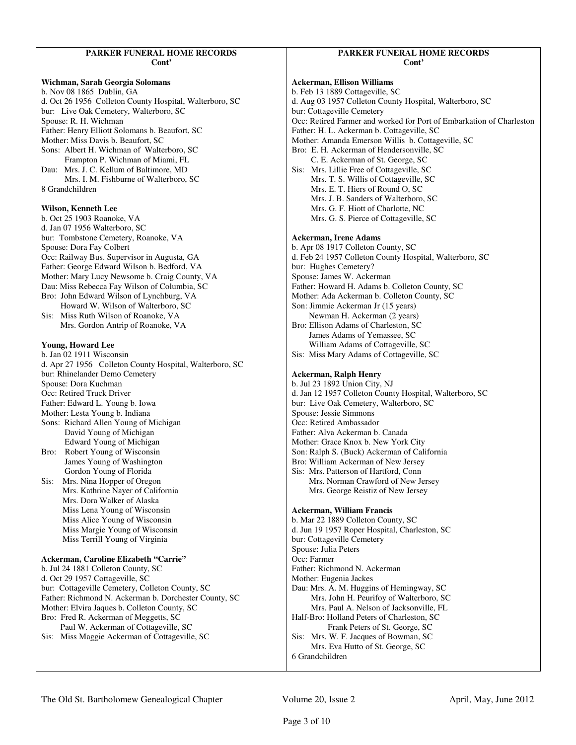## PARKER FUNERAL HOME RECORDS Cont'

**Wichman, Sarah Georgia Solomans**
b. Nov 08 1865 Dublin, GA
d. Oct 26 1956 Colleton County Hospital, Walterboro, SC
bur: Live Oak Cemetery, Walterboro, SC
Spouse: R. H. Wichman
Father: Henry Elliott Solomans b. Beaufort, SC
Mother: Miss Davis b. Beaufort, SC
Sons: Albert H. Wichman of Walterboro, SC
Frampton P. Wichman of Miami, FL
Dau: Mrs. J. C. Kellum of Baltimore, MD
Mrs. I. M. Fishburne of Walterboro, SC
8 Grandchildren

**Wilson, Kenneth Lee**
b. Oct 25 1903 Roanoke, VA
d. Jan 07 1956 Walterboro, SC
bur: Tombstone Cemetery, Roanoke, VA
Spouse: Dora Fay Colbert
Occ: Railway Bus. Supervisor in Augusta, GA
Father: George Edward Wilson b. Bedford, VA
Mother: Mary Lucy Newsome b. Craig County, VA
Dau: Miss Rebecca Fay Wilson of Columbia, SC
Bro: John Edward Wilson of Lynchburg, VA
Howard W. Wilson of Walterboro, SC
Sis: Miss Ruth Wilson of Roanoke, VA
Mrs. Gordon Antrip of Roanoke, VA

**Young, Howard Lee**
b. Jan 02 1911 Wisconsin
d. Apr 27 1956 Colleton County Hospital, Walterboro, SC
bur: Rhinelander Demo Cemetery
Spouse: Dora Kuchman
Occ: Retired Truck Driver
Father: Edward L. Young b. Iowa
Mother: Lesta Young b. Indiana
Sons: Richard Allen Young of Michigan
David Young of Michigan
Edward Young of Michigan
Bro: Robert Young of Wisconsin
James Young of Washington
Gordon Young of Florida
Sis: Mrs. Nina Hopper of Oregon
Mrs. Kathrine Nayer of California
Mrs. Dora Walker of Alaska
Miss Lena Young of Wisconsin
Miss Alice Young of Wisconsin
Miss Margie Young of Wisconsin
Miss Terrill Young of Virginia

**Ackerman, Caroline Elizabeth "Carrie"**
b. Jul 24 1881 Colleton County, SC
d. Oct 29 1957 Cottageville, SC
bur: Cottageville Cemetery, Colleton County, SC
Father: Richmond N. Ackerman b. Dorchester County, SC
Mother: Elvira Jaques b. Colleton County, SC
Bro: Fred R. Ackerman of Meggetts, SC
Paul W. Ackerman of Cottageville, SC
Sis: Miss Maggie Ackerman of Cottageville, SC

**Ackerman, Ellison Williams**
b. Feb 13 1889 Cottageville, SC
d. Aug 03 1957 Colleton County Hospital, Walterboro, SC
bur: Cottageville Cemetery
Occ: Retired Farmer and worked for Port of Embarkation of Charleston
Father: H. L. Ackerman b. Cottageville, SC
Mother: Amanda Emerson Willis b. Cottageville, SC
Bro: E. H. Ackerman of Hendersonville, SC
C. E. Ackerman of St. George, SC
Sis: Mrs. Lillie Free of Cottageville, SC
Mrs. T. S. Willis of Cottageville, SC
Mrs. E. T. Hiers of Round O, SC
Mrs. J. B. Sanders of Walterboro, SC
Mrs. G. F. Hiott of Charlotte, NC
Mrs. G. S. Pierce of Cottageville, SC

**Ackerman, Irene Adams**
b. Apr 08 1917 Colleton County, SC
d. Feb 24 1957 Colleton County Hospital, Walterboro, SC
bur: Hughes Cemetery?
Spouse: James W. Ackerman
Father: Howard H. Adams b. Colleton County, SC
Mother: Ada Ackerman b. Colleton County, SC
Son: Jimmie Ackerman Jr (15 years)
Newman H. Ackerman (2 years)
Bro: Ellison Adams of Charleston, SC
James Adams of Yemassee, SC
William Adams of Cottageville, SC
Sis: Miss Mary Adams of Cottageville, SC

**Ackerman, Ralph Henry**
b. Jul 23 1892 Union City, NJ
d. Jan 12 1957 Colleton County Hospital, Walterboro, SC
bur: Live Oak Cemetery, Walterboro, SC
Spouse: Jessie Simmons
Occ: Retired Ambassador
Father: Alva Ackerman b. Canada
Mother: Grace Knox b. New York City
Son: Ralph S. (Buck) Ackerman of California
Bro: William Ackerman of New Jersey
Sis: Mrs. Patterson of Hartford, Conn
Mrs. Norman Crawford of New Jersey
Mrs. George Reistiz of New Jersey

**Ackerman, William Francis**
b. Mar 22 1889 Colleton County, SC
d. Jun 19 1957 Roper Hospital, Charleston, SC
bur: Cottageville Cemetery
Spouse: Julia Peters
Occ: Farmer
Father: Richmond N. Ackerman
Mother: Eugenia Jackes
Dau: Mrs. A. M. Huggins of Hemingway, SC
Mrs. John H. Peurifoy of Walterboro, SC
Mrs. Paul A. Nelson of Jacksonville, FL
Half-Bro: Holland Peters of Charleston, SC
Frank Peters of St. George, SC
Sis: Mrs. W. F. Jacques of Bowman, SC
Mrs. Eva Hutto of St. George, SC
6 Grandchildren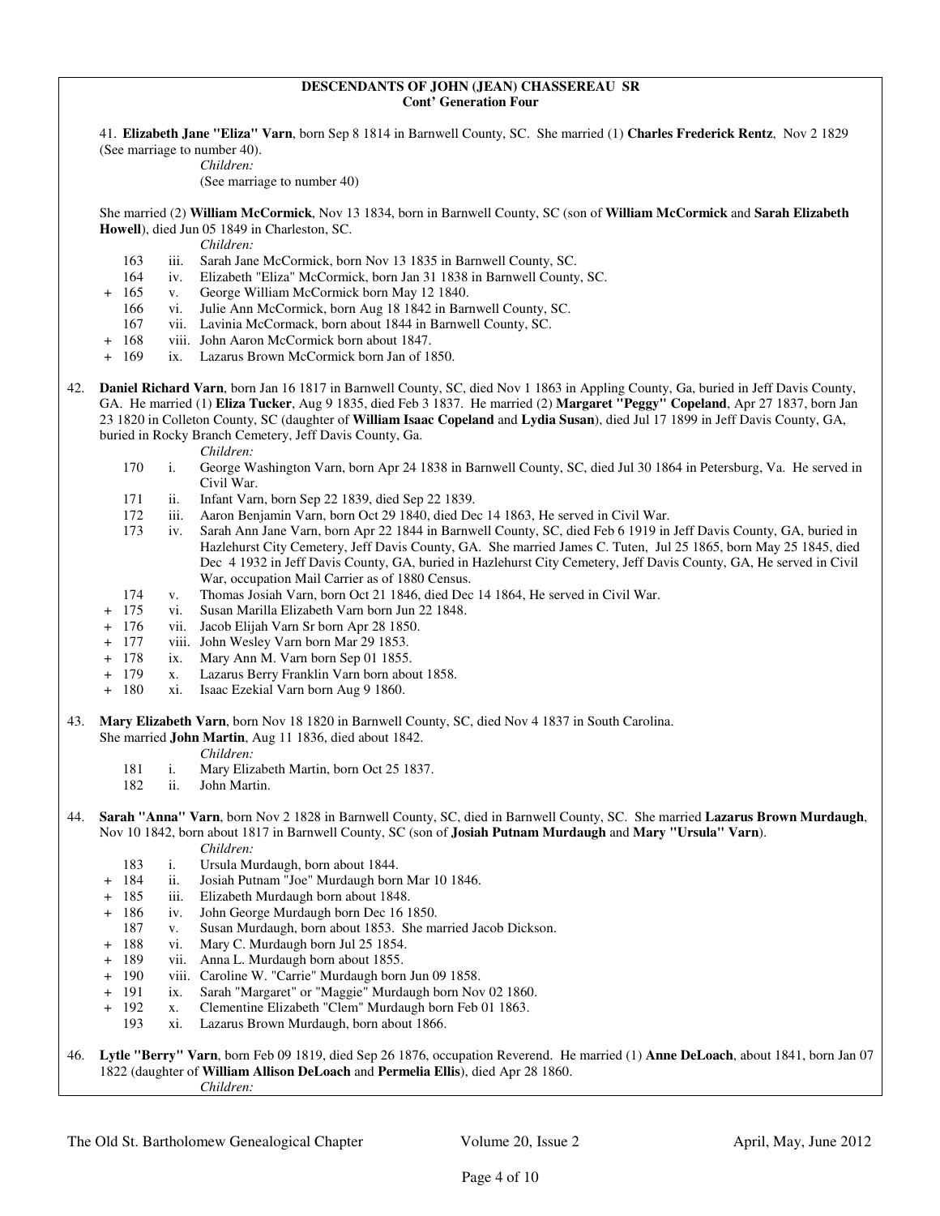**DESCENDANTS OF JOHN (JEAN) CHASSEREAU SR**
**Cont' Generation Four**

41. **Elizabeth Jane "Eliza" Varn**, born Sep 8 1814 in Barnwell County, SC. She married (1) **Charles Frederick Rentz**, Nov 2 1829 (See marriage to number 40).

*Children:*
(See marriage to number 40)

She married (2) **William McCormick**, Nov 13 1834, born in Barnwell County, SC (son of **William McCormick** and **Sarah Elizabeth Howell**), died Jun 05 1849 in Charleston, SC.

*Children:*

- 163 iii. Sarah Jane McCormick, born Nov 13 1835 in Barnwell County, SC.
- 164 iv. Elizabeth "Eliza" McCormick, born Jan 31 1838 in Barnwell County, SC.
- \+ 165 v. George William McCormick born May 12 1840.
- 166 vi. Julie Ann McCormick, born Aug 18 1842 in Barnwell County, SC.
- 167 vii. Lavinia McCormack, born about 1844 in Barnwell County, SC.
- \+ 168 viii. John Aaron McCormick born about 1847.
- \+ 169 ix. Lazarus Brown McCormick born Jan of 1850.

42. **Daniel Richard Varn**, born Jan 16 1817 in Barnwell County, SC, died Nov 1 1863 in Appling County, Ga, buried in Jeff Davis County, GA. He married (1) **Eliza Tucker**, Aug 9 1835, died Feb 3 1837. He married (2) **Margaret "Peggy" Copeland**, Apr 27 1837, born Jan 23 1820 in Colleton County, SC (daughter of **William Isaac Copeland** and **Lydia Susan**), died Jul 17 1899 in Jeff Davis County, GA, buried in Rocky Branch Cemetery, Jeff Davis County, Ga.

*Children:*

- 170 i. George Washington Varn, born Apr 24 1838 in Barnwell County, SC, died Jul 30 1864 in Petersburg, Va. He served in Civil War.
- 171 ii. Infant Varn, born Sep 22 1839, died Sep 22 1839.
- 172 iii. Aaron Benjamin Varn, born Oct 29 1840, died Dec 14 1863, He served in Civil War.
- 173 iv. Sarah Ann Jane Varn, born Apr 22 1844 in Barnwell County, SC, died Feb 6 1919 in Jeff Davis County, GA, buried in Hazlehurst City Cemetery, Jeff Davis County, GA. She married James C. Tuten, Jul 25 1865, born May 25 1845, died Dec 4 1932 in Jeff Davis County, GA, buried in Hazlehurst City Cemetery, Jeff Davis County, GA, He served in Civil War, occupation Mail Carrier as of 1880 Census.
- 174 v. Thomas Josiah Varn, born Oct 21 1846, died Dec 14 1864, He served in Civil War.
- \+ 175 vi. Susan Marilla Elizabeth Varn born Jun 22 1848.
- \+ 176 vii. Jacob Elijah Varn Sr born Apr 28 1850.
- \+ 177 viii. John Wesley Varn born Mar 29 1853.
- \+ 178 ix. Mary Ann M. Varn born Sep 01 1855.
- \+ 179 x. Lazarus Berry Franklin Varn born about 1858.
- \+ 180 xi. Isaac Ezekial Varn born Aug 9 1860.

43. **Mary Elizabeth Varn**, born Nov 18 1820 in Barnwell County, SC, died Nov 4 1837 in South Carolina.
She married **John Martin**, Aug 11 1836, died about 1842.

*Children:*

- 181 i. Mary Elizabeth Martin, born Oct 25 1837.
- 182 ii. John Martin.

44. **Sarah "Anna" Varn**, born Nov 2 1828 in Barnwell County, SC, died in Barnwell County, SC. She married **Lazarus Brown Murdaugh**, Nov 10 1842, born about 1817 in Barnwell County, SC (son of **Josiah Putnam Murdaugh** and **Mary "Ursula" Varn**).

*Children:*

- 183 i. Ursula Murdaugh, born about 1844.
- \+ 184 ii. Josiah Putnam "Joe" Murdaugh born Mar 10 1846.
- \+ 185 iii. Elizabeth Murdaugh born about 1848.
- \+ 186 iv. John George Murdaugh born Dec 16 1850.
- 187 v. Susan Murdaugh, born about 1853. She married Jacob Dickson.
- \+ 188 vi. Mary C. Murdaugh born Jul 25 1854.
- \+ 189 vii. Anna L. Murdaugh born about 1855.
- \+ 190 viii. Caroline W. "Carrie" Murdaugh born Jun 09 1858.
- \+ 191 ix. Sarah "Margaret" or "Maggie" Murdaugh born Nov 02 1860.
- \+ 192 x. Clementine Elizabeth "Clem" Murdaugh born Feb 01 1863.
- 193 xi. Lazarus Brown Murdaugh, born about 1866.

46. **Lytle "Berry" Varn**, born Feb 09 1819, died Sep 26 1876, occupation Reverend. He married (1) **Anne DeLoach**, about 1841, born Jan 07 1822 (daughter of **William Allison DeLoach** and **Permelia Ellis**), died Apr 28 1860.

*Children:*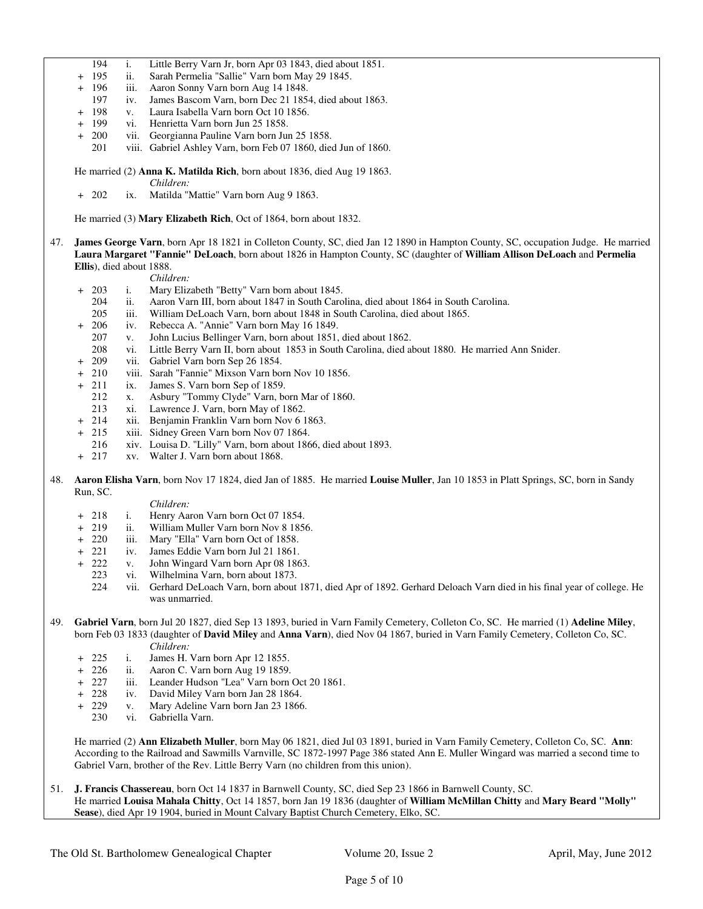194 i. Little Berry Varn Jr, born Apr 03 1843, died about 1851.
\+ 195 ii. Sarah Permelia "Sallie" Varn born May 29 1845.
\+ 196 iii. Aaron Sonny Varn born Aug 14 1848.
197 iv. James Bascom Varn, born Dec 21 1854, died about 1863.
\+ 198 v. Laura Isabella Varn born Oct 10 1856.
\+ 199 vi. Henrietta Varn born Jun 25 1858.
\+ 200 vii. Georgianna Pauline Varn born Jun 25 1858.
201 viii. Gabriel Ashley Varn, born Feb 07 1860, died Jun of 1860.

He married (2) **Anna K. Matilda Rich**, born about 1836, died Aug 19 1863.

*Children:*

\+ 202 ix. Matilda "Mattie" Varn born Aug 9 1863.

He married (3) **Mary Elizabeth Rich**, Oct of 1864, born about 1832.

47. **James George Varn**, born Apr 18 1821 in Colleton County, SC, died Jan 12 1890 in Hampton County, SC, occupation Judge. He married **Laura Margaret "Fannie" DeLoach**, born about 1826 in Hampton County, SC (daughter of **William Allison DeLoach** and **Permelia Ellis**), died about 1888.

*Children:*

\+ 203 i. Mary Elizabeth "Betty" Varn born about 1845.
204 ii. Aaron Varn III, born about 1847 in South Carolina, died about 1864 in South Carolina.
205 iii. William DeLoach Varn, born about 1848 in South Carolina, died about 1865.
\+ 206 iv. Rebecca A. "Annie" Varn born May 16 1849.
207 v. John Lucius Bellinger Varn, born about 1851, died about 1862.
208 vi. Little Berry Varn II, born about 1853 in South Carolina, died about 1880. He married Ann Snider.
\+ 209 vii. Gabriel Varn born Sep 26 1854.
\+ 210 viii. Sarah "Fannie" Mixson Varn born Nov 10 1856.
\+ 211 ix. James S. Varn born Sep of 1859.
212 x. Asbury "Tommy Clyde" Varn, born Mar of 1860.
213 xi. Lawrence J. Varn, born May of 1862.
\+ 214 xii. Benjamin Franklin Varn born Nov 6 1863.
\+ 215 xiii. Sidney Green Varn born Nov 07 1864.
216 xiv. Louisa D. "Lilly" Varn, born about 1866, died about 1893.
\+ 217 xv. Walter J. Varn born about 1868.

48. **Aaron Elisha Varn**, born Nov 17 1824, died Jan of 1885. He married **Louise Muller**, Jan 10 1853 in Platt Springs, SC, born in Sandy Run, SC.

*Children:*

\+ 218 i. Henry Aaron Varn born Oct 07 1854.
\+ 219 ii. William Muller Varn born Nov 8 1856.
\+ 220 iii. Mary "Ella" Varn born Oct of 1858.
\+ 221 iv. James Eddie Varn born Jul 21 1861.
\+ 222 v. John Wingard Varn born Apr 08 1863.
223 vi. Wilhelmina Varn, born about 1873.
224 vii. Gerhard DeLoach Varn, born about 1871, died Apr of 1892. Gerhard Deloach Varn died in his final year of college. He was unmarried.

49. **Gabriel Varn**, born Jul 20 1827, died Sep 13 1893, buried in Varn Family Cemetery, Colleton Co, SC. He married (1) **Adeline Miley**, born Feb 03 1833 (daughter of **David Miley** and **Anna Varn**), died Nov 04 1867, buried in Varn Family Cemetery, Colleton Co, SC.

*Children:*

\+ 225 i. James H. Varn born Apr 12 1855.
\+ 226 ii. Aaron C. Varn born Aug 19 1859.
\+ 227 iii. Leander Hudson "Lea" Varn born Oct 20 1861.
\+ 228 iv. David Miley Varn born Jan 28 1864.
\+ 229 v. Mary Adeline Varn born Jan 23 1866.
230 vi. Gabriella Varn.

He married (2) **Ann Elizabeth Muller**, born May 06 1821, died Jul 03 1891, buried in Varn Family Cemetery, Colleton Co, SC. **Ann**: According to the Railroad and Sawmills Varnville, SC 1872-1997 Page 386 stated Ann E. Muller Wingard was married a second time to Gabriel Varn, brother of the Rev. Little Berry Varn (no children from this union).

51. **J. Francis Chassereau**, born Oct 14 1837 in Barnwell County, SC, died Sep 23 1866 in Barnwell County, SC.
He married **Louisa Mahala Chitty**, Oct 14 1857, born Jan 19 1836 (daughter of **William McMillan Chitty** and **Mary Beard "Molly" Sease**), died Apr 19 1904, buried in Mount Calvary Baptist Church Cemetery, Elko, SC.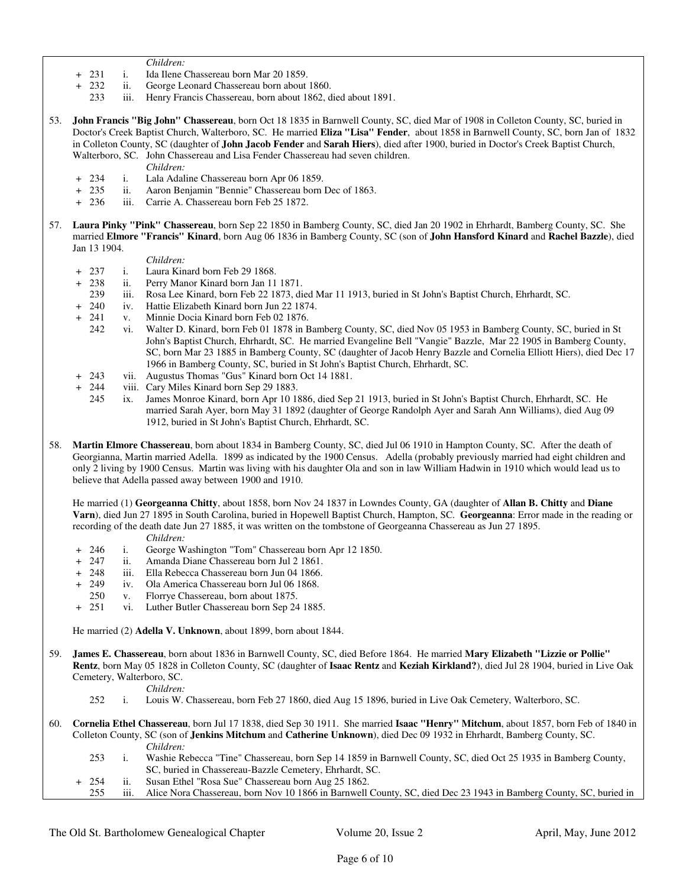*Children:*

- \+ 231 i. Ida Ilene Chassereau born Mar 20 1859.
- \+ 232 ii. George Leonard Chassereau born about 1860.
- 233 iii. Henry Francis Chassereau, born about 1862, died about 1891.

53. **John Francis "Big John" Chassereau**, born Oct 18 1835 in Barnwell County, SC, died Mar of 1908 in Colleton County, SC, buried in Doctor's Creek Baptist Church, Walterboro, SC. He married **Eliza "Lisa" Fender**, about 1858 in Barnwell County, SC, born Jan of 1832 in Colleton County, SC (daughter of **John Jacob Fender** and **Sarah Hiers**), died after 1900, buried in Doctor's Creek Baptist Church, Walterboro, SC. John Chassereau and Lisa Fender Chassereau had seven children.

*Children:*

- \+ 234 i. Lala Adaline Chassereau born Apr 06 1859.
- \+ 235 ii. Aaron Benjamin "Bennie" Chassereau born Dec of 1863.
- \+ 236 iii. Carrie A. Chassereau born Feb 25 1872.

57. **Laura Pinky "Pink" Chassereau**, born Sep 22 1850 in Bamberg County, SC, died Jan 20 1902 in Ehrhardt, Bamberg County, SC. She married **Elmore "Francis" Kinard**, born Aug 06 1836 in Bamberg County, SC (son of **John Hansford Kinard** and **Rachel Bazzle**), died Jan 13 1904.

*Children:*

- \+ 237 i. Laura Kinard born Feb 29 1868.
- \+ 238 ii. Perry Manor Kinard born Jan 11 1871.
- 239 iii. Rosa Lee Kinard, born Feb 22 1873, died Mar 11 1913, buried in St John's Baptist Church, Ehrhardt, SC.
- \+ 240 iv. Hattie Elizabeth Kinard born Jun 22 1874.
- \+ 241 v. Minnie Docia Kinard born Feb 02 1876.
- 242 vi. Walter D. Kinard, born Feb 01 1878 in Bamberg County, SC, died Nov 05 1953 in Bamberg County, SC, buried in St John's Baptist Church, Ehrhardt, SC. He married Evangeline Bell "Vangie" Bazzle, Mar 22 1905 in Bamberg County, SC, born Mar 23 1885 in Bamberg County, SC (daughter of Jacob Henry Bazzle and Cornelia Elliott Hiers), died Dec 17 1966 in Bamberg County, SC, buried in St John's Baptist Church, Ehrhardt, SC.
- \+ 243 vii. Augustus Thomas "Gus" Kinard born Oct 14 1881.
- \+ 244 viii. Cary Miles Kinard born Sep 29 1883.
- 245 ix. James Monroe Kinard, born Apr 10 1886, died Sep 21 1913, buried in St John's Baptist Church, Ehrhardt, SC. He married Sarah Ayer, born May 31 1892 (daughter of George Randolph Ayer and Sarah Ann Williams), died Aug 09 1912, buried in St John's Baptist Church, Ehrhardt, SC.

58. **Martin Elmore Chassereau**, born about 1834 in Bamberg County, SC, died Jul 06 1910 in Hampton County, SC. After the death of Georgianna, Martin married Adella. 1899 as indicated by the 1900 Census. Adella (probably previously married had eight children and only 2 living by 1900 Census. Martin was living with his daughter Ola and son in law William Hadwin in 1910 which would lead us to believe that Adella passed away between 1900 and 1910.

He married (1) **Georgeanna Chitty**, about 1858, born Nov 24 1837 in Lowndes County, GA (daughter of **Allan B. Chitty** and **Diane Varn**), died Jun 27 1895 in South Carolina, buried in Hopewell Baptist Church, Hampton, SC. **Georgeanna**: Error made in the reading or recording of the death date Jun 27 1885, it was written on the tombstone of Georgeanna Chassereau as Jun 27 1895.

*Children:*

- \+ 246 i. George Washington "Tom" Chassereau born Apr 12 1850.
- \+ 247 ii. Amanda Diane Chassereau born Jul 2 1861.
- \+ 248 iii. Ella Rebecca Chassereau born Jun 04 1866.
- \+ 249 iv. Ola America Chassereau born Jul 06 1868.
- 250 v. Florrye Chassereau, born about 1875.
- \+ 251 vi. Luther Butler Chassereau born Sep 24 1885.

He married (2) **Adella V. Unknown**, about 1899, born about 1844.

59. **James E. Chassereau**, born about 1836 in Barnwell County, SC, died Before 1864. He married **Mary Elizabeth "Lizzie or Pollie" Rentz**, born May 05 1828 in Colleton County, SC (daughter of **Isaac Rentz** and **Keziah Kirkland?**), died Jul 28 1904, buried in Live Oak Cemetery, Walterboro, SC.

*Children:*

- 252 i. Louis W. Chassereau, born Feb 27 1860, died Aug 15 1896, buried in Live Oak Cemetery, Walterboro, SC.

60. **Cornelia Ethel Chassereau**, born Jul 17 1838, died Sep 30 1911. She married **Isaac "Henry" Mitchum**, about 1857, born Feb of 1840 in Colleton County, SC (son of **Jenkins Mitchum** and **Catherine Unknown**), died Dec 09 1932 in Ehrhardt, Bamberg County, SC.

*Children:*

- 253 i. Washie Rebecca "Tine" Chassereau, born Sep 14 1859 in Barnwell County, SC, died Oct 25 1935 in Bamberg County, SC, buried in Chassereau-Bazzle Cemetery, Ehrhardt, SC.
- \+ 254 ii. Susan Ethel "Rosa Sue" Chassereau born Aug 25 1862.
- 255 iii. Alice Nora Chassereau, born Nov 10 1866 in Barnwell County, SC, died Dec 23 1943 in Bamberg County, SC, buried in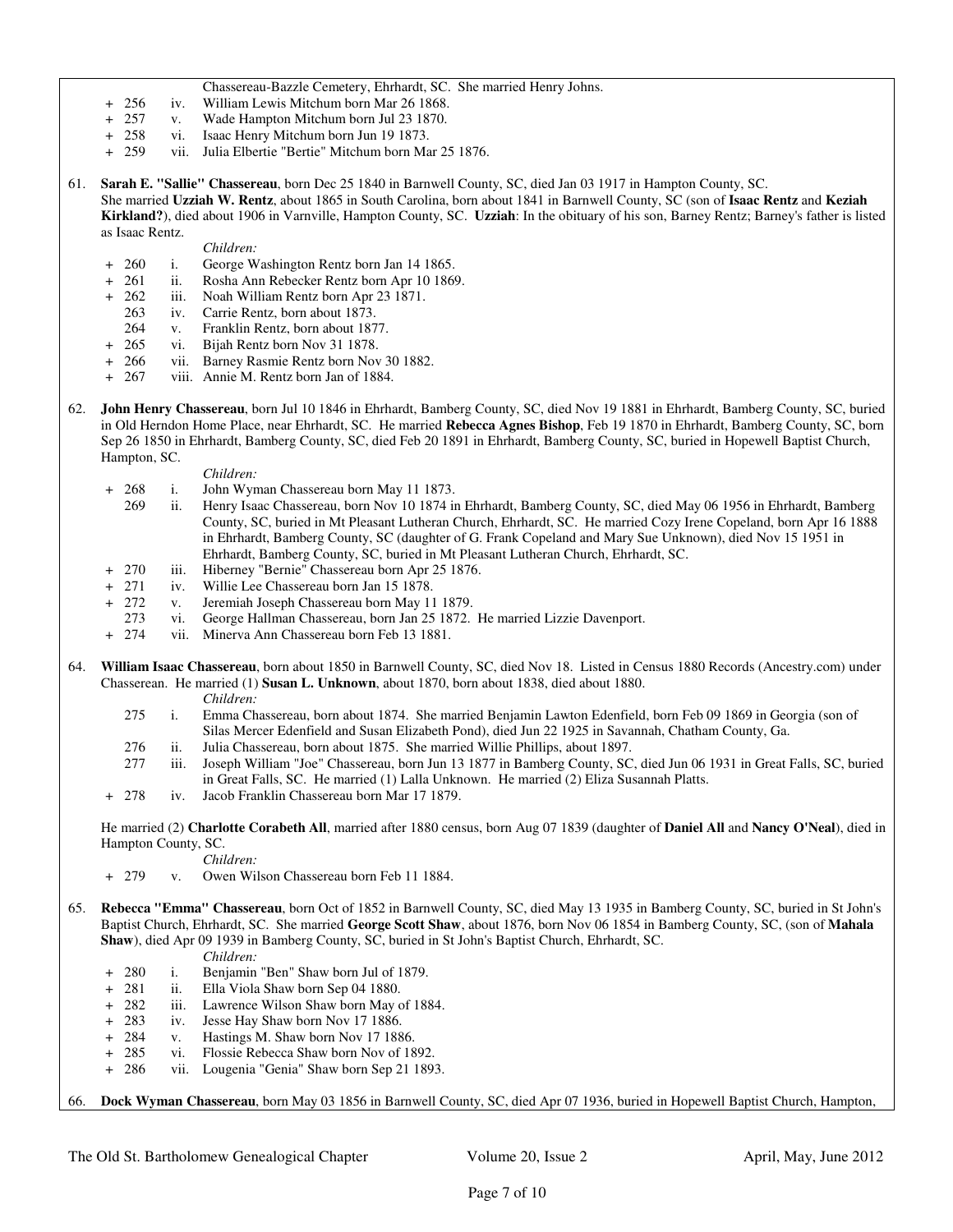Chassereau-Bazzle Cemetery, Ehrhardt, SC. She married Henry Johns.

- \+ 256 iv. William Lewis Mitchum born Mar 26 1868.
- \+ 257 v. Wade Hampton Mitchum born Jul 23 1870.
- \+ 258 vi. Isaac Henry Mitchum born Jun 19 1873.
- \+ 259 vii. Julia Elbertie "Bertie" Mitchum born Mar 25 1876.

61. **Sarah E. "Sallie" Chassereau**, born Dec 25 1840 in Barnwell County, SC, died Jan 03 1917 in Hampton County, SC. She married **Uzziah W. Rentz**, about 1865 in South Carolina, born about 1841 in Barnwell County, SC (son of **Isaac Rentz** and **Keziah Kirkland?**), died about 1906 in Varnville, Hampton County, SC. **Uzziah**: In the obituary of his son, Barney Rentz; Barney's father is listed as Isaac Rentz.

*Children:*

- \+ 260 i. George Washington Rentz born Jan 14 1865.
- \+ 261 ii. Rosha Ann Rebecker Rentz born Apr 10 1869.
- \+ 262 iii. Noah William Rentz born Apr 23 1871.
- 263 iv. Carrie Rentz, born about 1873.
- 264 v. Franklin Rentz, born about 1877.
- \+ 265 vi. Bijah Rentz born Nov 31 1878.
- \+ 266 vii. Barney Rasmie Rentz born Nov 30 1882.
- \+ 267 viii. Annie M. Rentz born Jan of 1884.

62. **John Henry Chassereau**, born Jul 10 1846 in Ehrhardt, Bamberg County, SC, died Nov 19 1881 in Ehrhardt, Bamberg County, SC, buried in Old Herndon Home Place, near Ehrhardt, SC. He married **Rebecca Agnes Bishop**, Feb 19 1870 in Ehrhardt, Bamberg County, SC, born Sep 26 1850 in Ehrhardt, Bamberg County, SC, died Feb 20 1891 in Ehrhardt, Bamberg County, SC, buried in Hopewell Baptist Church, Hampton, SC.

*Children:*

- \+ 268 i. John Wyman Chassereau born May 11 1873.
- 269 ii. Henry Isaac Chassereau, born Nov 10 1874 in Ehrhardt, Bamberg County, SC, died May 06 1956 in Ehrhardt, Bamberg County, SC, buried in Mt Pleasant Lutheran Church, Ehrhardt, SC. He married Cozy Irene Copeland, born Apr 16 1888 in Ehrhardt, Bamberg County, SC (daughter of G. Frank Copeland and Mary Sue Unknown), died Nov 15 1951 in Ehrhardt, Bamberg County, SC, buried in Mt Pleasant Lutheran Church, Ehrhardt, SC.
- \+ 270 iii. Hiberney "Bernie" Chassereau born Apr 25 1876.
- \+ 271 iv. Willie Lee Chassereau born Jan 15 1878.
- \+ 272 v. Jeremiah Joseph Chassereau born May 11 1879.
- 273 vi. George Hallman Chassereau, born Jan 25 1872. He married Lizzie Davenport.
- \+ 274 vii. Minerva Ann Chassereau born Feb 13 1881.

64. **William Isaac Chassereau**, born about 1850 in Barnwell County, SC, died Nov 18. Listed in Census 1880 Records (Ancestry.com) under Chasserean. He married (1) **Susan L. Unknown**, about 1870, born about 1838, died about 1880.

*Children:*

- 275 i. Emma Chassereau, born about 1874. She married Benjamin Lawton Edenfield, born Feb 09 1869 in Georgia (son of Silas Mercer Edenfield and Susan Elizabeth Pond), died Jun 22 1925 in Savannah, Chatham County, Ga.
- 276 ii. Julia Chassereau, born about 1875. She married Willie Phillips, about 1897.
- 277 iii. Joseph William "Joe" Chassereau, born Jun 13 1877 in Bamberg County, SC, died Jun 06 1931 in Great Falls, SC, buried in Great Falls, SC. He married (1) Lalla Unknown. He married (2) Eliza Susannah Platts.
- \+ 278 iv. Jacob Franklin Chassereau born Mar 17 1879.

He married (2) **Charlotte Corabeth All**, married after 1880 census, born Aug 07 1839 (daughter of **Daniel All** and **Nancy O'Neal**), died in Hampton County, SC.

*Children:*

- \+ 279 v. Owen Wilson Chassereau born Feb 11 1884.

65. **Rebecca "Emma" Chassereau**, born Oct of 1852 in Barnwell County, SC, died May 13 1935 in Bamberg County, SC, buried in St John's Baptist Church, Ehrhardt, SC. She married **George Scott Shaw**, about 1876, born Nov 06 1854 in Bamberg County, SC, (son of **Mahala Shaw**), died Apr 09 1939 in Bamberg County, SC, buried in St John's Baptist Church, Ehrhardt, SC.

*Children:*

- \+ 280 i. Benjamin "Ben" Shaw born Jul of 1879.
- \+ 281 ii. Ella Viola Shaw born Sep 04 1880.
- \+ 282 iii. Lawrence Wilson Shaw born May of 1884.
- \+ 283 iv. Jesse Hay Shaw born Nov 17 1886.
- \+ 284 v. Hastings M. Shaw born Nov 17 1886.
- \+ 285 vi. Flossie Rebecca Shaw born Nov of 1892.
- \+ 286 vii. Lougenia "Genia" Shaw born Sep 21 1893.

66. **Dock Wyman Chassereau**, born May 03 1856 in Barnwell County, SC, died Apr 07 1936, buried in Hopewell Baptist Church, Hampton,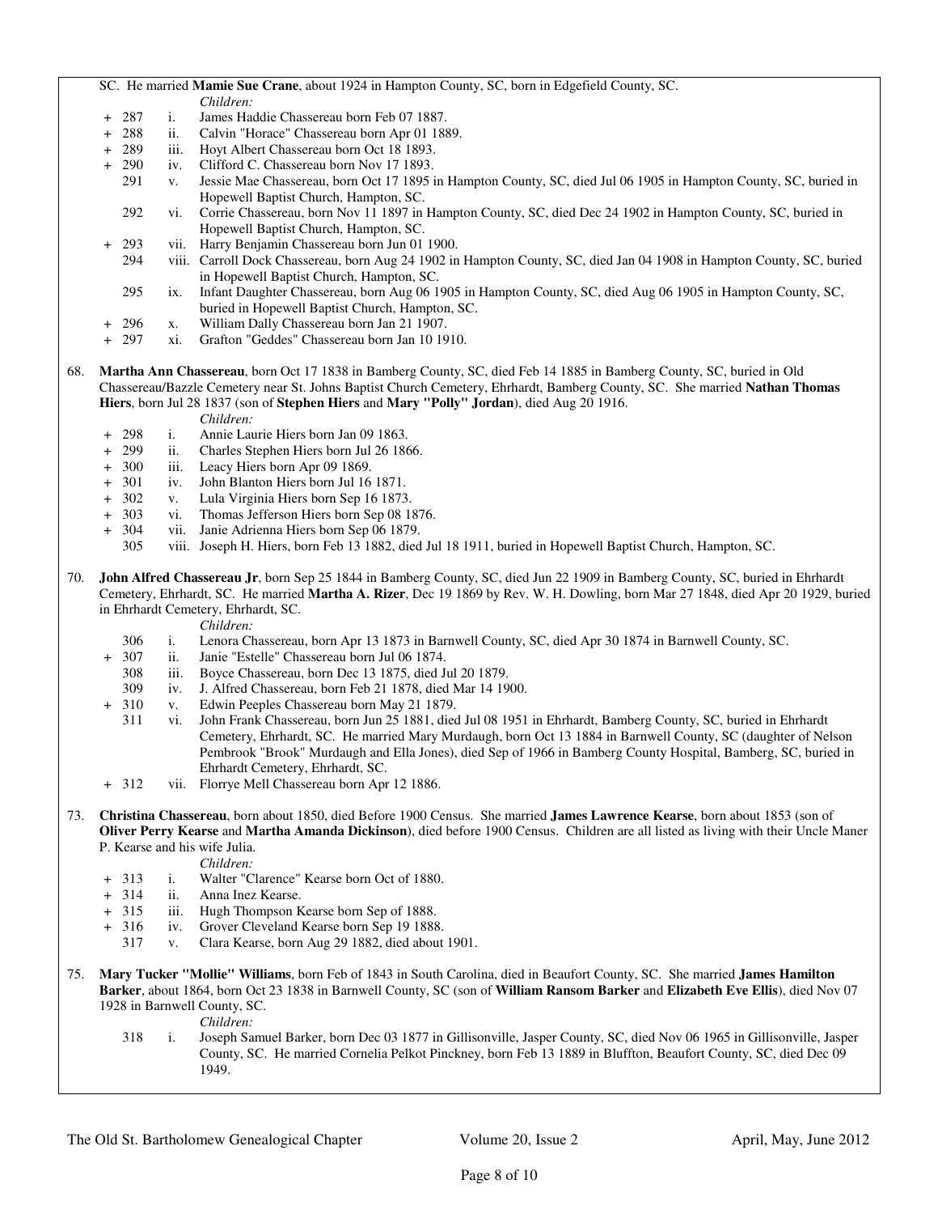SC. He married **Mamie Sue Crane**, about 1924 in Hampton County, SC, born in Edgefield County, SC.

*Children:*

- \+ 287 i. James Haddie Chassereau born Feb 07 1887.
- \+ 288 ii. Calvin "Horace" Chassereau born Apr 01 1889.
- \+ 289 iii. Hoyt Albert Chassereau born Oct 18 1893.
- \+ 290 iv. Clifford C. Chassereau born Nov 17 1893.
- 291 v. Jessie Mae Chassereau, born Oct 17 1895 in Hampton County, SC, died Jul 06 1905 in Hampton County, SC, buried in Hopewell Baptist Church, Hampton, SC.
- 292 vi. Corrie Chassereau, born Nov 11 1897 in Hampton County, SC, died Dec 24 1902 in Hampton County, SC, buried in Hopewell Baptist Church, Hampton, SC.
- \+ 293 vii. Harry Benjamin Chassereau born Jun 01 1900.
- 294 viii. Carroll Dock Chassereau, born Aug 24 1902 in Hampton County, SC, died Jan 04 1908 in Hampton County, SC, buried in Hopewell Baptist Church, Hampton, SC.
- 295 ix. Infant Daughter Chassereau, born Aug 06 1905 in Hampton County, SC, died Aug 06 1905 in Hampton County, SC, buried in Hopewell Baptist Church, Hampton, SC.
- \+ 296 x. William Dally Chassereau born Jan 21 1907.
- \+ 297 xi. Grafton "Geddes" Chassereau born Jan 10 1910.

68. **Martha Ann Chassereau**, born Oct 17 1838 in Bamberg County, SC, died Feb 14 1885 in Bamberg County, SC, buried in Old Chassereau/Bazzle Cemetery near St. Johns Baptist Church Cemetery, Ehrhardt, Bamberg County, SC. She married **Nathan Thomas Hiers**, born Jul 28 1837 (son of **Stephen Hiers** and **Mary "Polly" Jordan**), died Aug 20 1916.

*Children:*

- \+ 298 i. Annie Laurie Hiers born Jan 09 1863.
- \+ 299 ii. Charles Stephen Hiers born Jul 26 1866.
- \+ 300 iii. Leacy Hiers born Apr 09 1869.
- \+ 301 iv. John Blanton Hiers born Jul 16 1871.
- \+ 302 v. Lula Virginia Hiers born Sep 16 1873.
- \+ 303 vi. Thomas Jefferson Hiers born Sep 08 1876.
- \+ 304 vii. Janie Adrienna Hiers born Sep 06 1879.
- 305 viii. Joseph H. Hiers, born Feb 13 1882, died Jul 18 1911, buried in Hopewell Baptist Church, Hampton, SC.

70. **John Alfred Chassereau Jr**, born Sep 25 1844 in Bamberg County, SC, died Jun 22 1909 in Bamberg County, SC, buried in Ehrhardt Cemetery, Ehrhardt, SC. He married **Martha A. Rizer**, Dec 19 1869 by Rev. W. H. Dowling, born Mar 27 1848, died Apr 20 1929, buried in Ehrhardt Cemetery, Ehrhardt, SC.

*Children:*

- 306 i. Lenora Chassereau, born Apr 13 1873 in Barnwell County, SC, died Apr 30 1874 in Barnwell County, SC.
- \+ 307 ii. Janie "Estelle" Chassereau born Jul 06 1874.
- 308 iii. Boyce Chassereau, born Dec 13 1875, died Jul 20 1879.
- 309 iv. J. Alfred Chassereau, born Feb 21 1878, died Mar 14 1900.
- \+ 310 v. Edwin Peeples Chassereau born May 21 1879.
- 311 vi. John Frank Chassereau, born Jun 25 1881, died Jul 08 1951 in Ehrhardt, Bamberg County, SC, buried in Ehrhardt Cemetery, Ehrhardt, SC. He married Mary Murdaugh, born Oct 13 1884 in Barnwell County, SC (daughter of Nelson Pembrook "Brook" Murdaugh and Ella Jones), died Sep of 1966 in Bamberg County Hospital, Bamberg, SC, buried in Ehrhardt Cemetery, Ehrhardt, SC.
- \+ 312 vii. Florrye Mell Chassereau born Apr 12 1886.

73. **Christina Chassereau**, born about 1850, died Before 1900 Census. She married **James Lawrence Kearse**, born about 1853 (son of **Oliver Perry Kearse** and **Martha Amanda Dickinson**), died before 1900 Census. Children are all listed as living with their Uncle Maner P. Kearse and his wife Julia.

*Children:*

- \+ 313 i. Walter "Clarence" Kearse born Oct of 1880.
- \+ 314 ii. Anna Inez Kearse.
- \+ 315 iii. Hugh Thompson Kearse born Sep of 1888.
- \+ 316 iv. Grover Cleveland Kearse born Sep 19 1888.
- 317 v. Clara Kearse, born Aug 29 1882, died about 1901.

75. **Mary Tucker "Mollie" Williams**, born Feb of 1843 in South Carolina, died in Beaufort County, SC. She married **James Hamilton Barker**, about 1864, born Oct 23 1838 in Barnwell County, SC (son of **William Ransom Barker** and **Elizabeth Eve Ellis**), died Nov 07 1928 in Barnwell County, SC.

*Children:*

- 318 i. Joseph Samuel Barker, born Dec 03 1877 in Gillisonville, Jasper County, SC, died Nov 06 1965 in Gillisonville, Jasper County, SC. He married Cornelia Pelkot Pinckney, born Feb 13 1889 in Bluffton, Beaufort County, SC, died Dec 09 1949.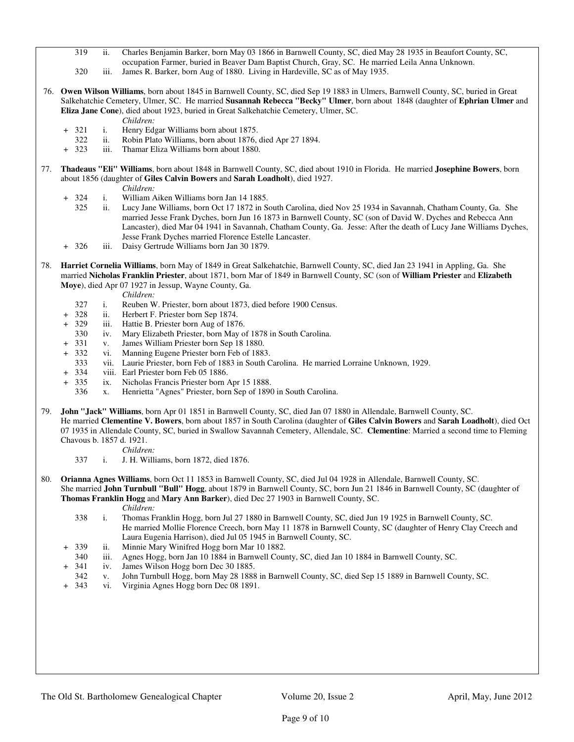319 ii. Charles Benjamin Barker, born May 03 1866 in Barnwell County, SC, died May 28 1935 in Beaufort County, SC, occupation Farmer, buried in Beaver Dam Baptist Church, Gray, SC. He married Leila Anna Unknown.

320 iii. James R. Barker, born Aug of 1880. Living in Hardeville, SC as of May 1935.

76. **Owen Wilson Williams**, born about 1845 in Barnwell County, SC, died Sep 19 1883 in Ulmers, Barnwell County, SC, buried in Great Salkehatchie Cemetery, Ulmer, SC. He married **Susannah Rebecca "Becky" Ulmer**, born about 1848 (daughter of **Ephrian Ulmer** and **Eliza Jane Cone**), died about 1923, buried in Great Salkehatchie Cemetery, Ulmer, SC.

*Children:*

+ 321 i. Henry Edgar Williams born about 1875.
322 ii. Robin Plato Williams, born about 1876, died Apr 27 1894.
+ 323 iii. Thamar Eliza Williams born about 1880.

77. **Thadeaus "Eli" Williams**, born about 1848 in Barnwell County, SC, died about 1910 in Florida. He married **Josephine Bowers**, born about 1856 (daughter of **Giles Calvin Bowers** and **Sarah Loadholt**), died 1927.

*Children:*

+ 324 i. William Aiken Williams born Jan 14 1885.
325 ii. Lucy Jane Williams, born Oct 17 1872 in South Carolina, died Nov 25 1934 in Savannah, Chatham County, Ga. She married Jesse Frank Dyches, born Jun 16 1873 in Barnwell County, SC (son of David W. Dyches and Rebecca Ann Lancaster), died Mar 04 1941 in Savannah, Chatham County, Ga. Jesse: After the death of Lucy Jane Williams Dyches, Jesse Frank Dyches married Florence Estelle Lancaster.
+ 326 iii. Daisy Gertrude Williams born Jan 30 1879.

78. **Harriet Cornelia Williams**, born May of 1849 in Great Salkehatchie, Barnwell County, SC, died Jan 23 1941 in Appling, Ga. She married **Nicholas Franklin Priester**, about 1871, born Mar of 1849 in Barnwell County, SC (son of **William Priester** and **Elizabeth Moye**), died Apr 07 1927 in Jessup, Wayne County, Ga.

*Children:*

327 i. Reuben W. Priester, born about 1873, died before 1900 Census.
+ 328 ii. Herbert F. Priester born Sep 1874.
+ 329 iii. Hattie B. Priester born Aug of 1876.
330 iv. Mary Elizabeth Priester, born May of 1878 in South Carolina.
+ 331 v. James William Priester born Sep 18 1880.
+ 332 vi. Manning Eugene Priester born Feb of 1883.
333 vii. Laurie Priester, born Feb of 1883 in South Carolina. He married Lorraine Unknown, 1929.
+ 334 viii. Earl Priester born Feb 05 1886.
+ 335 ix. Nicholas Francis Priester born Apr 15 1888.
336 x. Henrietta "Agnes" Priester, born Sep of 1890 in South Carolina.

79. **John "Jack" Williams**, born Apr 01 1851 in Barnwell County, SC, died Jan 07 1880 in Allendale, Barnwell County, SC. He married **Clementine V. Bowers**, born about 1857 in South Carolina (daughter of **Giles Calvin Bowers** and **Sarah Loadholt**), died Oct 07 1935 in Allendale County, SC, buried in Swallow Savannah Cemetery, Allendale, SC. **Clementine**: Married a second time to Fleming Chavous b. 1857 d. 1921.

*Children:*

337 i. J. H. Williams, born 1872, died 1876.

80. **Orianna Agnes Williams**, born Oct 11 1853 in Barnwell County, SC, died Jul 04 1928 in Allendale, Barnwell County, SC. She married **John Turnbull "Bull" Hogg**, about 1879 in Barnwell County, SC, born Jun 21 1846 in Barnwell County, SC (daughter of **Thomas Franklin Hogg** and **Mary Ann Barker**), died Dec 27 1903 in Barnwell County, SC.

*Children:*

338 i. Thomas Franklin Hogg, born Jul 27 1880 in Barnwell County, SC, died Jun 19 1925 in Barnwell County, SC. He married Mollie Florence Creech, born May 11 1878 in Barnwell County, SC (daughter of Henry Clay Creech and Laura Eugenia Harrison), died Jul 05 1945 in Barnwell County, SC.
+ 339 ii. Minnie Mary Winifred Hogg born Mar 10 1882.
340 iii. Agnes Hogg, born Jan 10 1884 in Barnwell County, SC, died Jan 10 1884 in Barnwell County, SC.
+ 341 iv. James Wilson Hogg born Dec 30 1885.
342 v. John Turnbull Hogg, born May 28 1888 in Barnwell County, SC, died Sep 15 1889 in Barnwell County, SC.
+ 343 vi. Virginia Agnes Hogg born Dec 08 1891.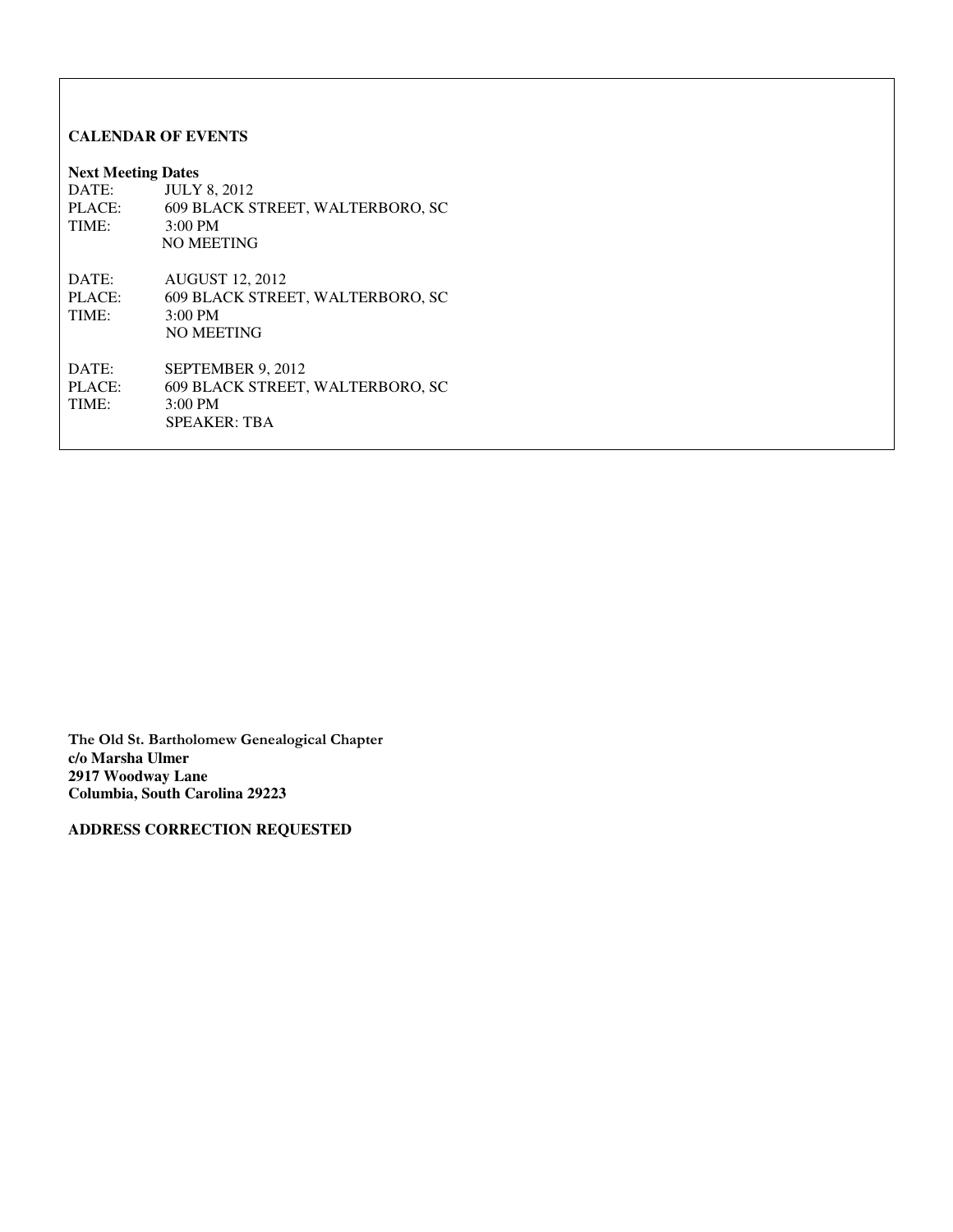**CALENDAR OF EVENTS**

**Next Meeting Dates**

DATE: JULY 8, 2012
PLACE: 609 BLACK STREET, WALTERBORO, SC
TIME: 3:00 PM
NO MEETING

DATE: AUGUST 12, 2012
PLACE: 609 BLACK STREET, WALTERBORO, SC
TIME: 3:00 PM
NO MEETING

DATE: SEPTEMBER 9, 2012
PLACE: 609 BLACK STREET, WALTERBORO, SC
TIME: 3:00 PM
SPEAKER: TBA

**The Old St. Bartholomew Genealogical Chapter**
**c/o Marsha Ulmer**
**2917 Woodway Lane**
**Columbia, South Carolina 29223**

**ADDRESS CORRECTION REQUESTED**